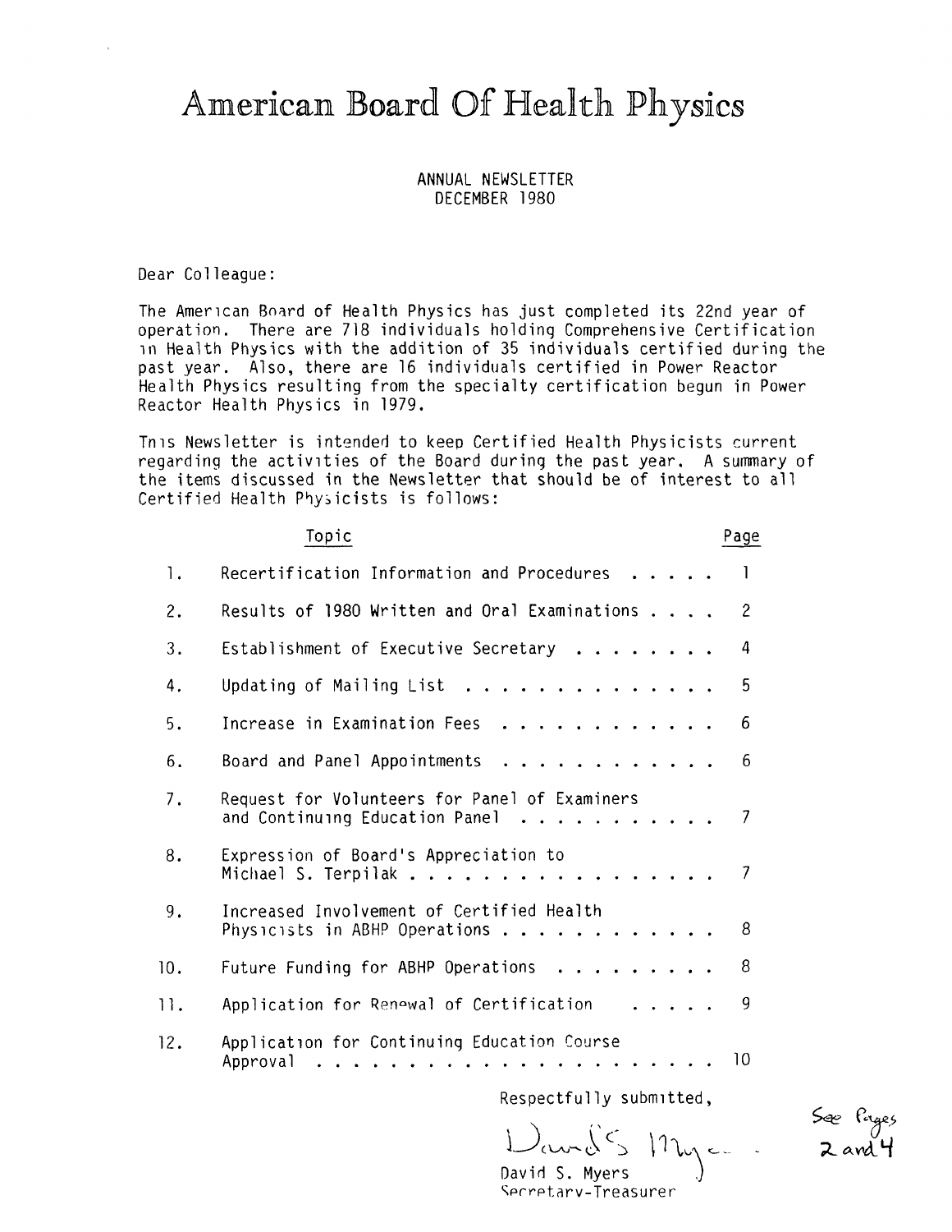# American Board Of Health Physics

ANNUAL NEWSLETTER
DECEMBER 1980

Dear Colleague:

The American Board of Health Physics has just completed its 22nd year of operation. There are 718 individuals holding Comprehensive Certification in Health Physics with the addition of 35 individuals certified during the past year. Also, there are 16 individuals certified in Power Reactor Health Physics resulting from the specialty certification begun in Power Reactor Health Physics in 1979.

This Newsletter is intended to keep Certified Health Physicists current regarding the activities of the Board during the past year. A summary of the items discussed in the Newsletter that should be of interest to all Certified Health Physicists is follows:

| | Topic | Page |
|---|---|---|
| 1. | Recertification Information and Procedures | 1 |
| 2. | Results of 1980 Written and Oral Examinations | 2 |
| 3. | Establishment of Executive Secretary | 4 |
| 4. | Updating of Mailing List | 5 |
| 5. | Increase in Examination Fees | 6 |
| 6. | Board and Panel Appointments | 6 |
| 7. | Request for Volunteers for Panel of Examiners and Continuing Education Panel | 7 |
| 8. | Expression of Board's Appreciation to Michael S. Terpilak | 7 |
| 9. | Increased Involvement of Certified Health Physicists in ABHP Operations | 8 |
| 10. | Future Funding for ABHP Operations | 8 |
| 11. | Application for Renewal of Certification | 9 |
| 12. | Application for Continuing Education Course Approval | 10 |

Respectfully submitted,

David S. Myers
Secretary-Treasurer

See Pages 2 and 4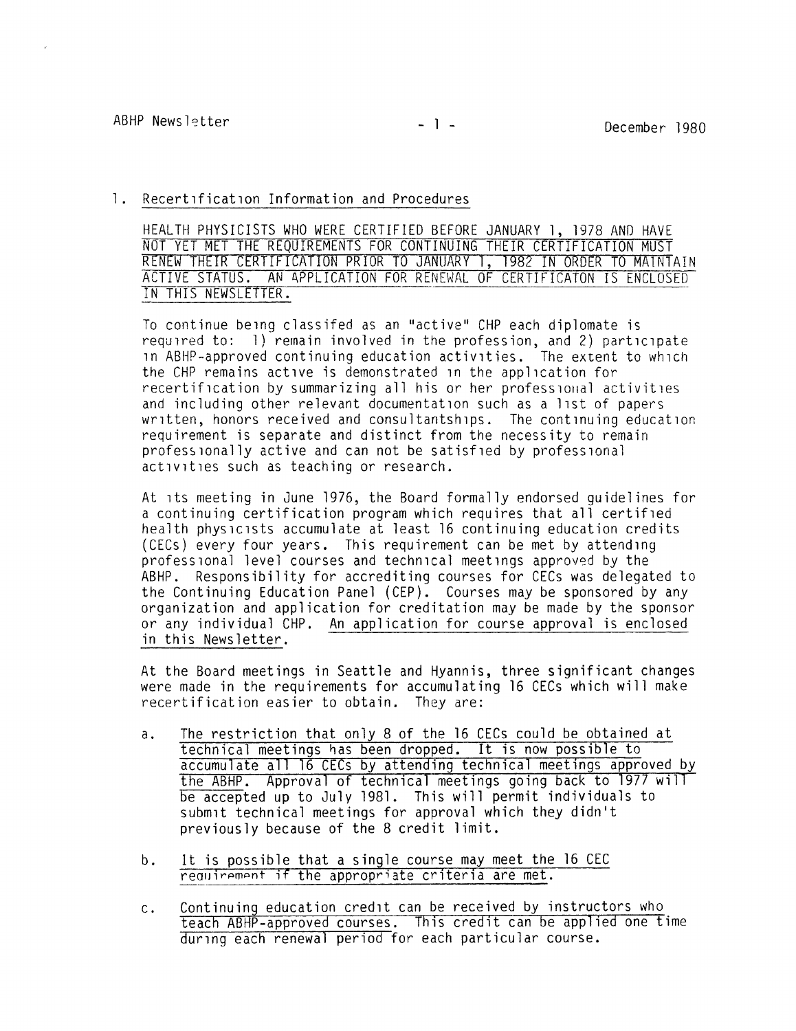## 1. Recertification Information and Procedures

HEALTH PHYSICISTS WHO WERE CERTIFIED BEFORE JANUARY 1, 1978 AND HAVE NOT YET MET THE REQUIREMENTS FOR CONTINUING THEIR CERTIFICATION MUST RENEW THEIR CERTIFICATION PRIOR TO JANUARY 1, 1982 IN ORDER TO MAINTAIN ACTIVE STATUS. AN APPLICATION FOR RENEWAL OF CERTIFICATON IS ENCLOSED IN THIS NEWSLETTER.

To continue being classifed as an "active" CHP each diplomate is required to: 1) remain involved in the profession, and 2) participate in ABHP-approved continuing education activities. The extent to which the CHP remains active is demonstrated in the application for recertification by summarizing all his or her professional activities and including other relevant documentation such as a list of papers written, honors received and consultantships. The continuing education requirement is separate and distinct from the necessity to remain professionally active and can not be satisfied by professional activities such as teaching or research.

At its meeting in June 1976, the Board formally endorsed guidelines for a continuing certification program which requires that all certified health physicists accumulate at least 16 continuing education credits (CECs) every four years. This requirement can be met by attending professional level courses and technical meetings approved by the ABHP. Responsibility for accrediting courses for CECs was delegated to the Continuing Education Panel (CEP). Courses may be sponsored by any organization and application for creditation may be made by the sponsor or any individual CHP. An application for course approval is enclosed in this Newsletter.

At the Board meetings in Seattle and Hyannis, three significant changes were made in the requirements for accumulating 16 CECs which will make recertification easier to obtain. They are:

a. The restriction that only 8 of the 16 CECs could be obtained at technical meetings has been dropped. It is now possible to accumulate all 16 CECs by attending technical meetings approved by the ABHP. Approval of technical meetings going back to 1977 will be accepted up to July 1981. This will permit individuals to submit technical meetings for approval which they didn't previously because of the 8 credit limit.

b. It is possible that a single course may meet the 16 CEC requirement if the appropriate criteria are met.

c. Continuing education credit can be received by instructors who teach ABHP-approved courses. This credit can be applied one time during each renewal period for each particular course.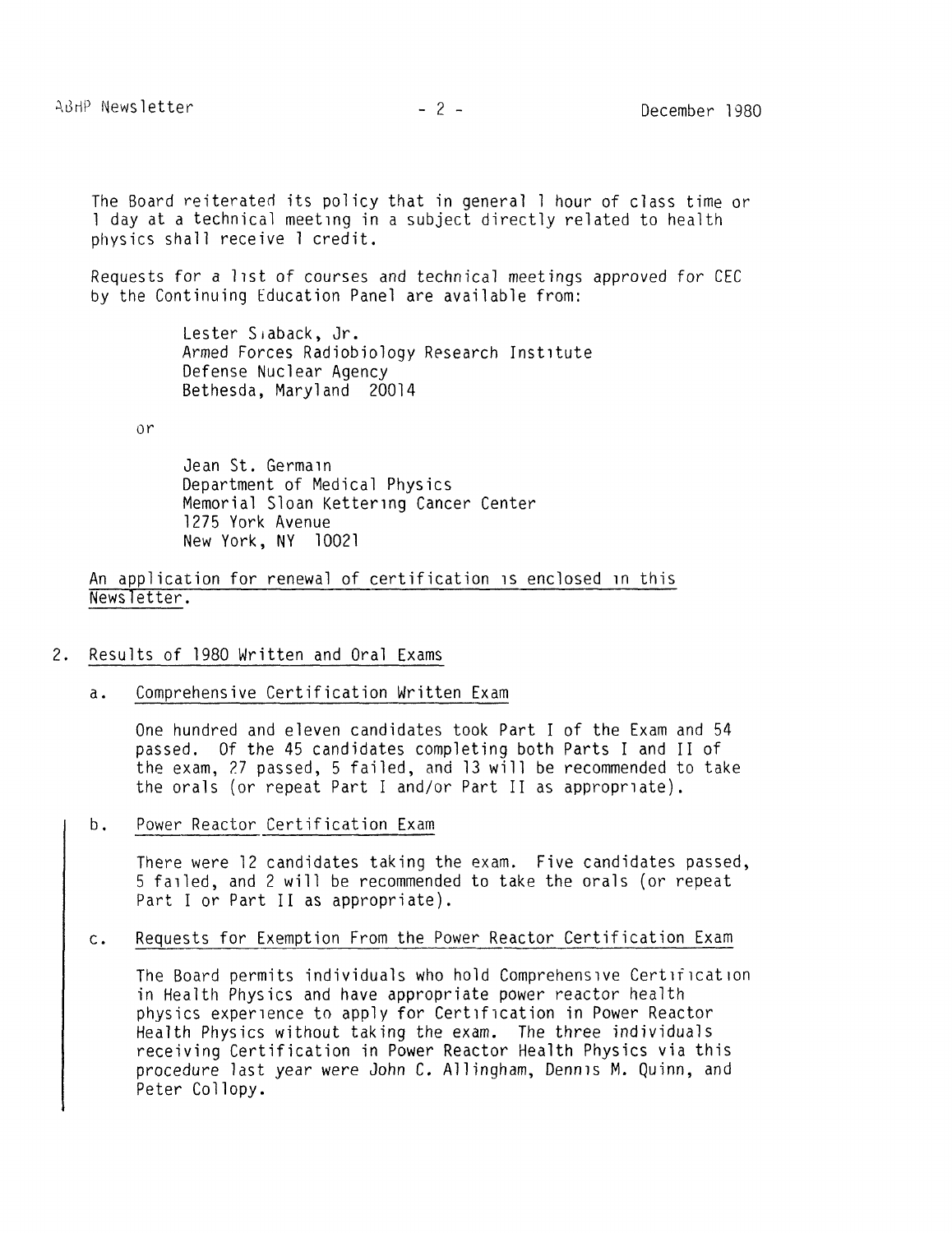The Board reiterated its policy that in general 1 hour of class time or 1 day at a technical meeting in a subject directly related to health physics shall receive 1 credit.

Requests for a list of courses and technical meetings approved for CEC by the Continuing Education Panel are available from:

> Lester Slaback, Jr.
> Armed Forces Radiobiology Research Institute
> Defense Nuclear Agency
> Bethesda, Maryland 20014

or

> Jean St. Germain
> Department of Medical Physics
> Memorial Sloan Kettering Cancer Center
> 1275 York Avenue
> New York, NY 10021

An application for renewal of certification is enclosed in this Newsletter.

## 2. Results of 1980 Written and Oral Exams

### a. Comprehensive Certification Written Exam

One hundred and eleven candidates took Part I of the Exam and 54 passed. Of the 45 candidates completing both Parts I and II of the exam, 27 passed, 5 failed, and 13 will be recommended to take the orals (or repeat Part I and/or Part II as appropriate).

### b. Power Reactor Certification Exam

There were 12 candidates taking the exam. Five candidates passed, 5 failed, and 2 will be recommended to take the orals (or repeat Part I or Part II as appropriate).

### c. Requests for Exemption From the Power Reactor Certification Exam

The Board permits individuals who hold Comprehensive Certification in Health Physics and have appropriate power reactor health physics experience to apply for Certification in Power Reactor Health Physics without taking the exam. The three individuals receiving Certification in Power Reactor Health Physics via this procedure last year were John C. Allingham, Dennis M. Quinn, and Peter Collopy.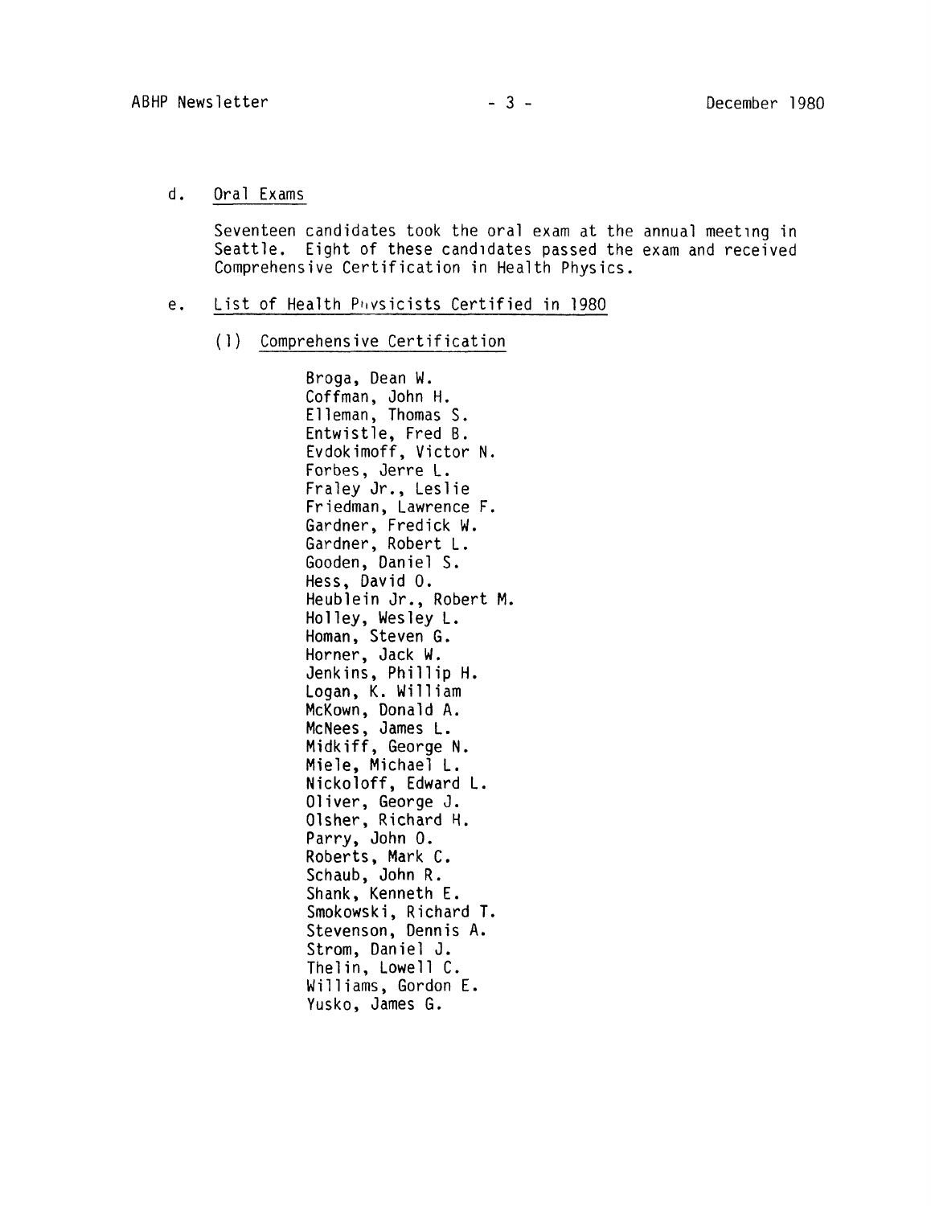d. Oral Exams

Seventeen candidates took the oral exam at the annual meeting in Seattle. Eight of these candidates passed the exam and received Comprehensive Certification in Health Physics.

e. List of Health Physicists Certified in 1980

(1) Comprehensive Certification

Broga, Dean W.
Coffman, John H.
Elleman, Thomas S.
Entwistle, Fred B.
Evdokimoff, Victor N.
Forbes, Jerre L.
Fraley Jr., Leslie
Friedman, Lawrence F.
Gardner, Fredick W.
Gardner, Robert L.
Gooden, Daniel S.
Hess, David O.
Heublein Jr., Robert M.
Holley, Wesley L.
Homan, Steven G.
Horner, Jack W.
Jenkins, Phillip H.
Logan, K. William
McKown, Donald A.
McNees, James L.
Midkiff, George N.
Miele, Michael L.
Nickoloff, Edward L.
Oliver, George J.
Olsher, Richard H.
Parry, John O.
Roberts, Mark C.
Schaub, John R.
Shank, Kenneth E.
Smokowski, Richard T.
Stevenson, Dennis A.
Strom, Daniel J.
Thelin, Lowell C.
Williams, Gordon E.
Yusko, James G.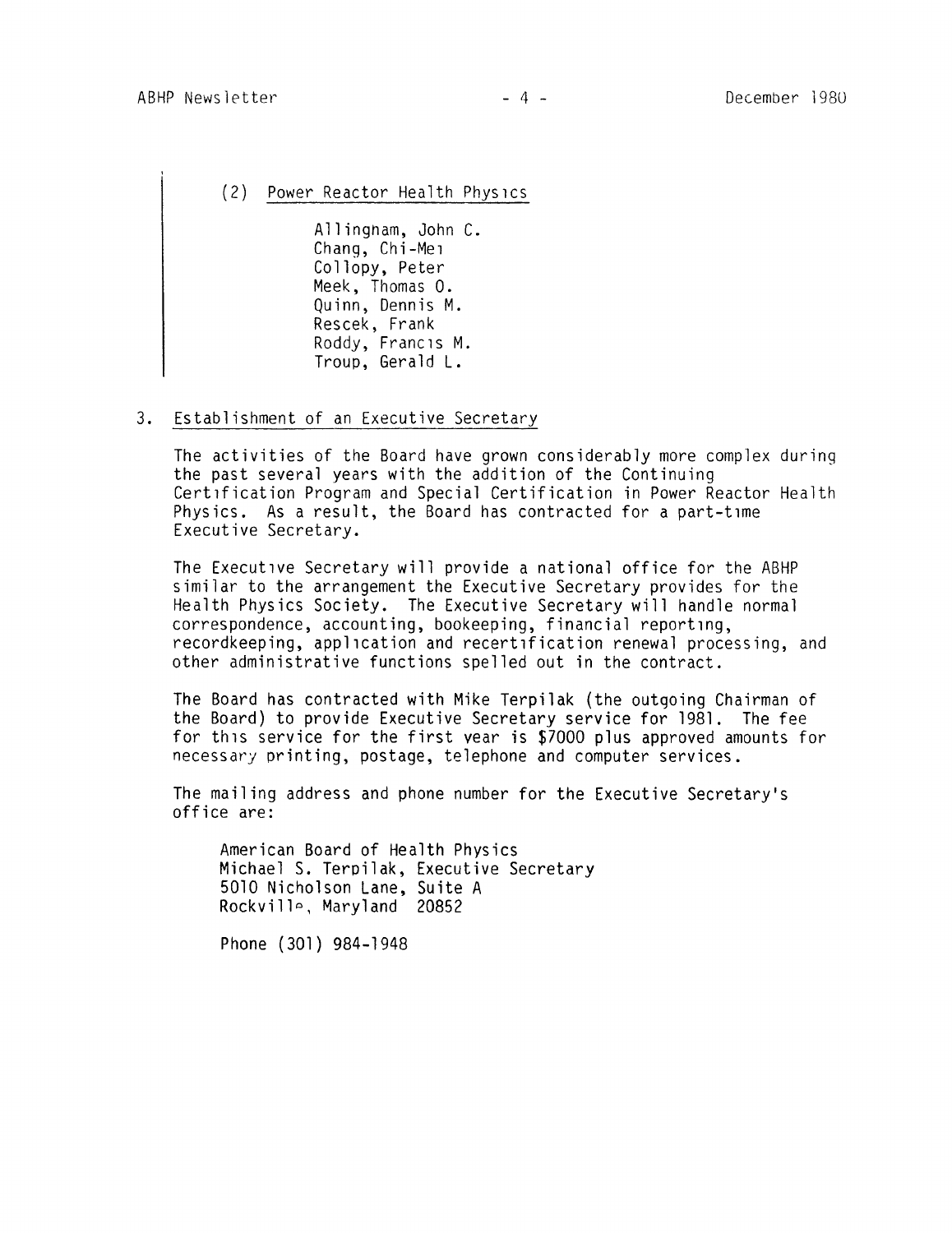(2) Power Reactor Health Physics

Allingnam, John C.
Chang, Chi-Mei
Collopy, Peter
Meek, Thomas O.
Quinn, Dennis M.
Rescek, Frank
Roddy, Francis M.
Troup, Gerald L.

3. Establishment of an Executive Secretary

The activities of the Board have grown considerably more complex during the past several years with the addition of the Continuing Certification Program and Special Certification in Power Reactor Health Physics. As a result, the Board has contracted for a part-time Executive Secretary.

The Executive Secretary will provide a national office for the ABHP similar to the arrangement the Executive Secretary provides for the Health Physics Society. The Executive Secretary will handle normal correspondence, accounting, bookeeping, financial reporting, recordkeeping, application and recertification renewal processing, and other administrative functions spelled out in the contract.

The Board has contracted with Mike Terpilak (the outgoing Chairman of the Board) to provide Executive Secretary service for 1981. The fee for this service for the first year is $7000 plus approved amounts for necessary printing, postage, telephone and computer services.

The mailing address and phone number for the Executive Secretary's office are:

American Board of Health Physics
Michael S. Terpilak, Executive Secretary
5010 Nicholson Lane, Suite A
Rockville, Maryland 20852

Phone (301) 984-1948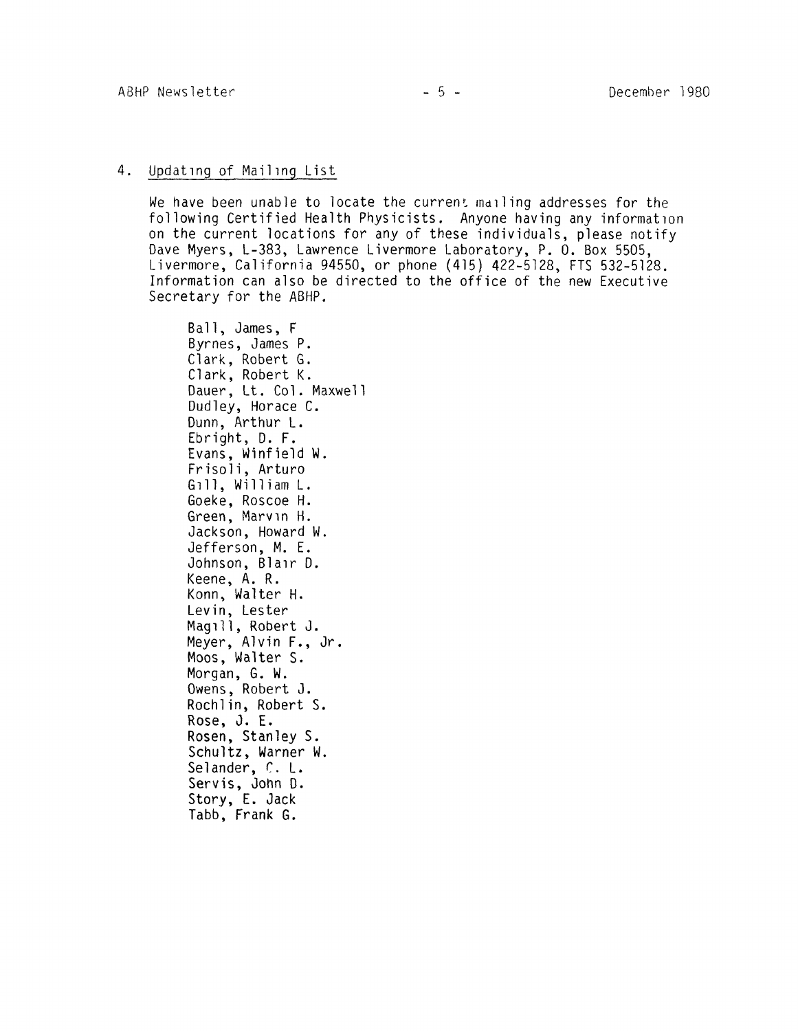## 4. Updating of Mailing List

We have been unable to locate the current mailing addresses for the following Certified Health Physicists. Anyone having any information on the current locations for any of these individuals, please notify Dave Myers, L-383, Lawrence Livermore Laboratory, P. O. Box 5505, Livermore, California 94550, or phone (415) 422-5128, FTS 532-5128. Information can also be directed to the office of the new Executive Secretary for the ABHP.

Ball, James, F  
Byrnes, James P.  
Clark, Robert G.  
Clark, Robert K.  
Dauer, Lt. Col. Maxwell  
Dudley, Horace C.  
Dunn, Arthur L.  
Ebright, D. F.  
Evans, Winfield W.  
Frisoli, Arturo  
Gill, William L.  
Goeke, Roscoe H.  
Green, Marvin H.  
Jackson, Howard W.  
Jefferson, M. E.  
Johnson, Blair D.  
Keene, A. R.  
Konn, Walter H.  
Levin, Lester  
Magill, Robert J.  
Meyer, Alvin F., Jr.  
Moos, Walter S.  
Morgan, G. W.  
Owens, Robert J.  
Rochlin, Robert S.  
Rose, J. E.  
Rosen, Stanley S.  
Schultz, Warner W.  
Selander, C. L.  
Servis, John D.  
Story, E. Jack  
Tabb, Frank G.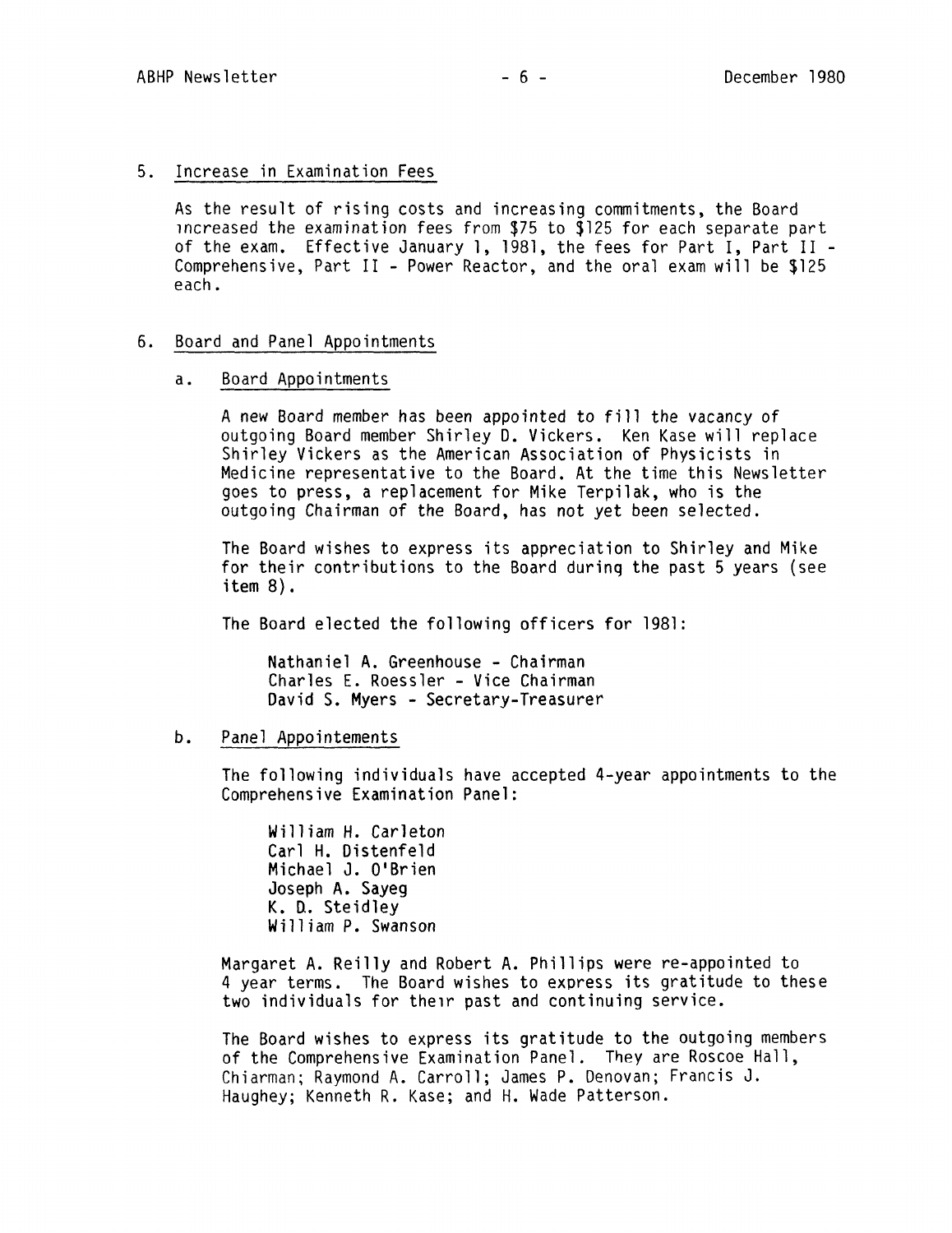## 5. Increase in Examination Fees

As the result of rising costs and increasing commitments, the Board increased the examination fees from $75 to $125 for each separate part of the exam. Effective January 1, 1981, the fees for Part I, Part II - Comprehensive, Part II - Power Reactor, and the oral exam will be $125 each.

## 6. Board and Panel Appointments

### a. Board Appointments

A new Board member has been appointed to fill the vacancy of outgoing Board member Shirley D. Vickers. Ken Kase will replace Shirley Vickers as the American Association of Physicists in Medicine representative to the Board. At the time this Newsletter goes to press, a replacement for Mike Terpilak, who is the outgoing Chairman of the Board, has not yet been selected.

The Board wishes to express its appreciation to Shirley and Mike for their contributions to the Board during the past 5 years (see item 8).

The Board elected the following officers for 1981:

Nathaniel A. Greenhouse - Chairman
Charles E. Roessler - Vice Chairman
David S. Myers - Secretary-Treasurer

### b. Panel Appointements

The following individuals have accepted 4-year appointments to the Comprehensive Examination Panel:

William H. Carleton
Carl H. Distenfeld
Michael J. O'Brien
Joseph A. Sayeg
K. D. Steidley
William P. Swanson

Margaret A. Reilly and Robert A. Phillips were re-appointed to 4 year terms. The Board wishes to express its gratitude to these two individuals for their past and continuing service.

The Board wishes to express its gratitude to the outgoing members of the Comprehensive Examination Panel. They are Roscoe Hall, Chiarman; Raymond A. Carroll; James P. Denovan; Francis J. Haughey; Kenneth R. Kase; and H. Wade Patterson.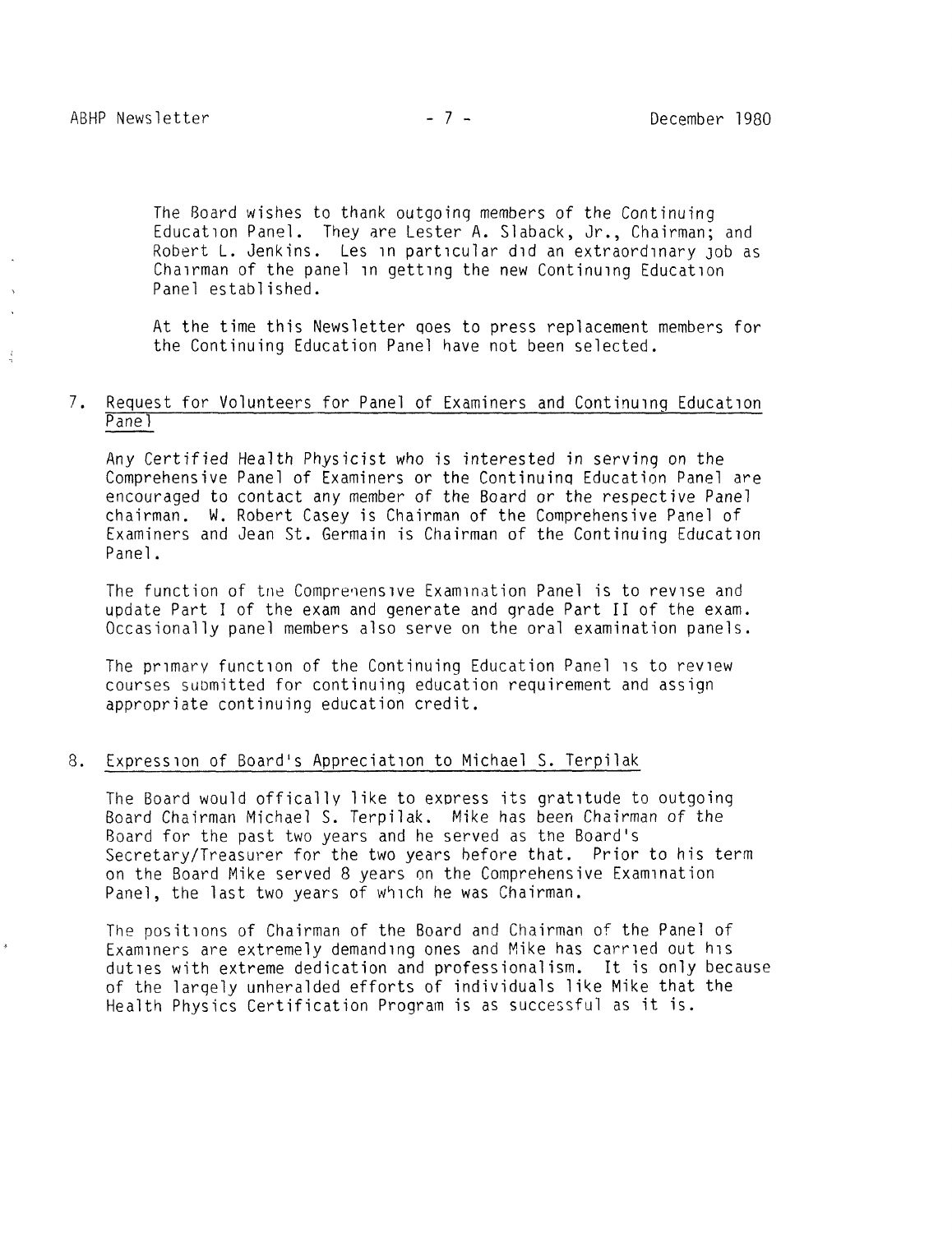The Board wishes to thank outgoing members of the Continuing Education Panel. They are Lester A. Slaback, Jr., Chairman; and Robert L. Jenkins. Les in particular did an extraordinary job as Chairman of the panel in getting the new Continuing Education Panel established.

At the time this Newsletter goes to press replacement members for the Continuing Education Panel have not been selected.

## 7. Request for Volunteers for Panel of Examiners and Continuing Education Panel

Any Certified Health Physicist who is interested in serving on the Comprehensive Panel of Examiners or the Continuing Education Panel are encouraged to contact any member of the Board or the respective Panel chairman. W. Robert Casey is Chairman of the Comprehensive Panel of Examiners and Jean St. Germain is Chairman of the Continuing Education Panel.

The function of the Comprehensive Examination Panel is to revise and update Part I of the exam and generate and grade Part II of the exam. Occasionally panel members also serve on the oral examination panels.

The primary function of the Continuing Education Panel is to review courses submitted for continuing education requirement and assign appropriate continuing education credit.

## 8. Expression of Board's Appreciation to Michael S. Terpilak

The Board would offically like to express its gratitude to outgoing Board Chairman Michael S. Terpilak. Mike has been Chairman of the Board for the past two years and he served as the Board's Secretary/Treasurer for the two years before that. Prior to his term on the Board Mike served 8 years on the Comprehensive Examination Panel, the last two years of which he was Chairman.

The positions of Chairman of the Board and Chairman of the Panel of Examiners are extremely demanding ones and Mike has carried out his duties with extreme dedication and professionalism. It is only because of the largely unheralded efforts of individuals like Mike that the Health Physics Certification Program is as successful as it is.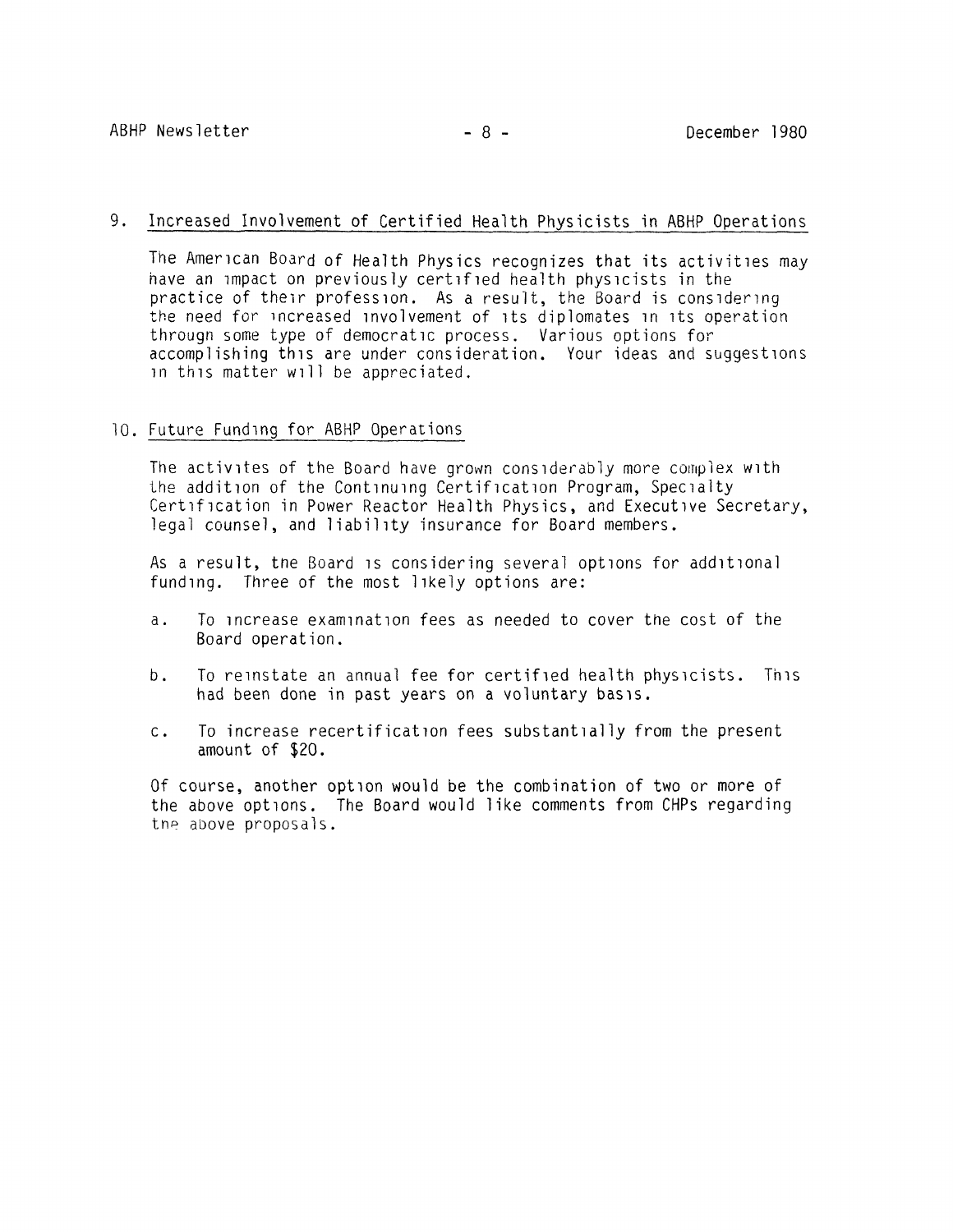## 9. Increased Involvement of Certified Health Physicists in ABHP Operations

The American Board of Health Physics recognizes that its activities may have an impact on previously certified health physicists in the practice of their profession. As a result, the Board is considering the need for increased involvement of its diplomates in its operation through some type of democratic process. Various options for accomplishing this are under consideration. Your ideas and suggestions in this matter will be appreciated.

## 10. Future Funding for ABHP Operations

The activites of the Board have grown considerably more complex with the addition of the Continuing Certification Program, Specialty Certification in Power Reactor Health Physics, and Executive Secretary, legal counsel, and liability insurance for Board members.

As a result, the Board is considering several options for additional funding. Three of the most likely options are:

a. To increase examination fees as needed to cover the cost of the Board operation.

b. To reinstate an annual fee for certified health physicists. This had been done in past years on a voluntary basis.

c. To increase recertification fees substantially from the present amount of $20.

Of course, another option would be the combination of two or more of the above options. The Board would like comments from CHPs regarding the above proposals.